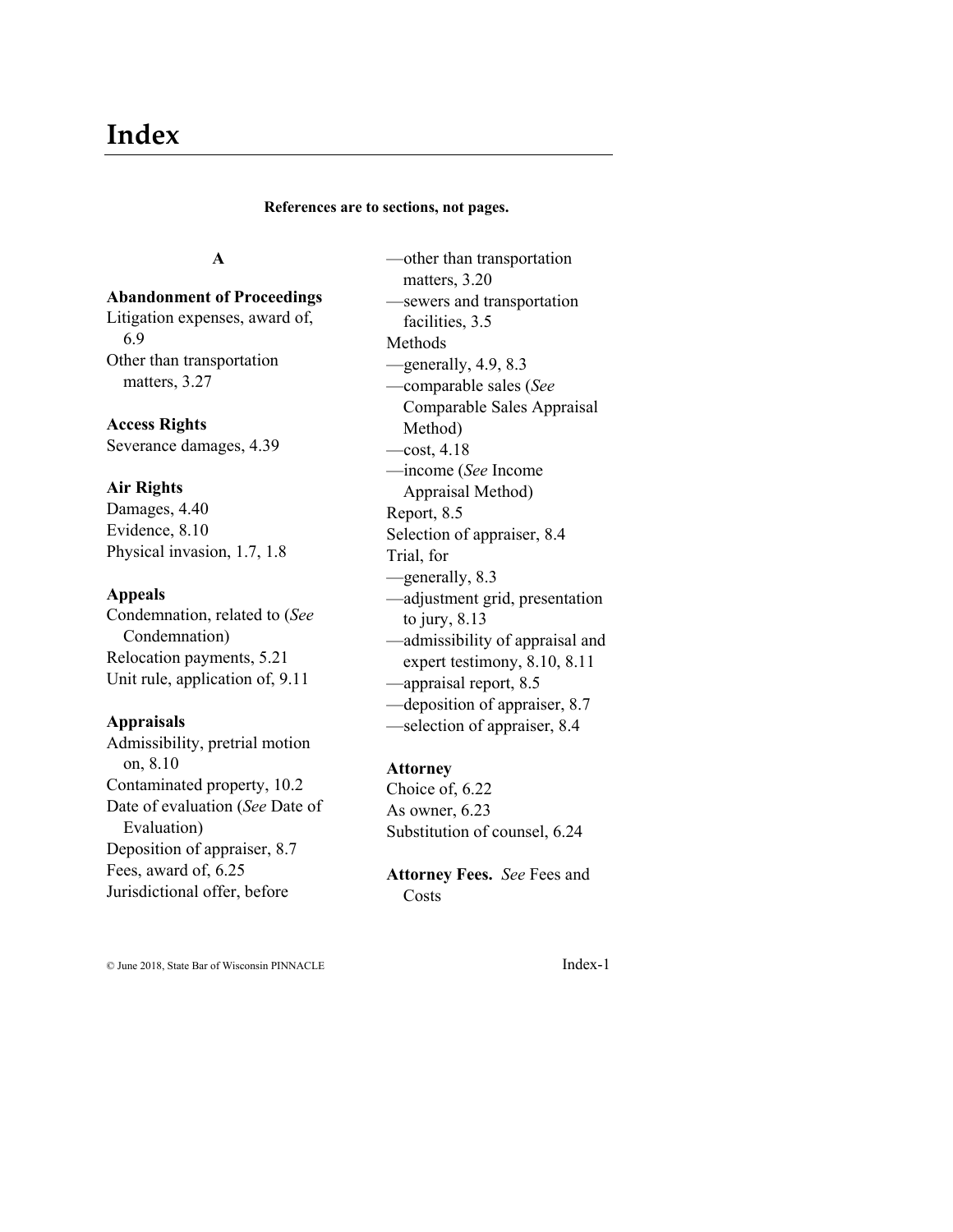# Index

**References are to sections, not pages.**

**A**

**Abandonment of Proceedings**
Litigation expenses, award of, 6.9
Other than transportation matters, 3.27

**Access Rights**
Severance damages, 4.39

**Air Rights**
Damages, 4.40
Evidence, 8.10
Physical invasion, 1.7, 1.8

**Appeals**
Condemnation, related to (*See* Condemnation)
Relocation payments, 5.21
Unit rule, application of, 9.11

**Appraisals**
Admissibility, pretrial motion on, 8.10
Contaminated property, 10.2
Date of evaluation (*See* Date of Evaluation)
Deposition of appraiser, 8.7
Fees, award of, 6.25
Jurisdictional offer, before
—other than transportation matters, 3.20
—sewers and transportation facilities, 3.5
Methods
—generally, 4.9, 8.3
—comparable sales (*See* Comparable Sales Appraisal Method)
—cost, 4.18
—income (*See* Income Appraisal Method)
Report, 8.5
Selection of appraiser, 8.4
Trial, for
—generally, 8.3
—adjustment grid, presentation to jury, 8.13
—admissibility of appraisal and expert testimony, 8.10, 8.11
—appraisal report, 8.5
—deposition of appraiser, 8.7
—selection of appraiser, 8.4

**Attorney**
Choice of, 6.22
As owner, 6.23
Substitution of counsel, 6.24

**Attorney Fees.** *See* Fees and Costs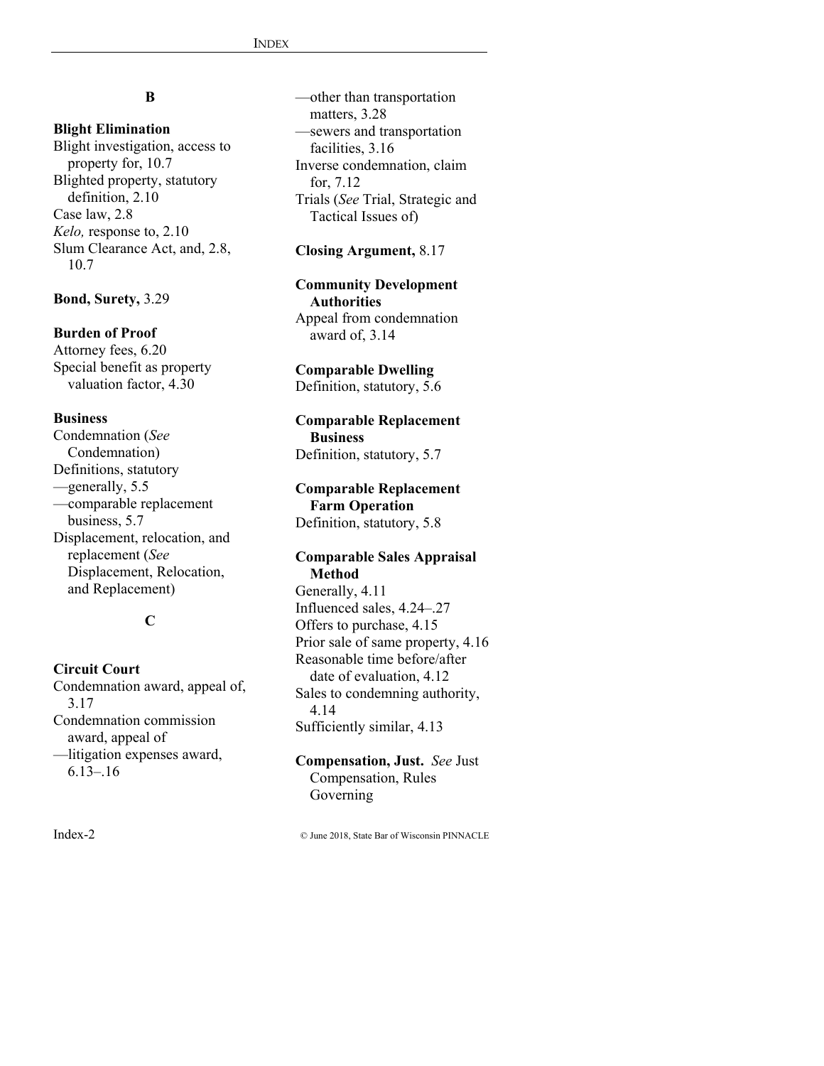## B

**Blight Elimination**
Blight investigation, access to property for, 10.7
Blighted property, statutory definition, 2.10
Case law, 2.8
*Kelo,* response to, 2.10
Slum Clearance Act, and, 2.8, 10.7

**Bond, Surety,** 3.29

**Burden of Proof**
Attorney fees, 6.20
Special benefit as property valuation factor, 4.30

**Business**
Condemnation (*See* Condemnation)
Definitions, statutory
—generally, 5.5
—comparable replacement business, 5.7
Displacement, relocation, and replacement (*See* Displacement, Relocation, and Replacement)

## C

**Circuit Court**
Condemnation award, appeal of, 3.17
Condemnation commission award, appeal of
—litigation expenses award, 6.13–.16
—other than transportation matters, 3.28
—sewers and transportation facilities, 3.16
Inverse condemnation, claim for, 7.12
Trials (*See* Trial, Strategic and Tactical Issues of)

**Closing Argument,** 8.17

**Community Development Authorities**
Appeal from condemnation award of, 3.14

**Comparable Dwelling**
Definition, statutory, 5.6

**Comparable Replacement Business**
Definition, statutory, 5.7

**Comparable Replacement Farm Operation**
Definition, statutory, 5.8

**Comparable Sales Appraisal Method**
Generally, 4.11
Influenced sales, 4.24–.27
Offers to purchase, 4.15
Prior sale of same property, 4.16
Reasonable time before/after date of evaluation, 4.12
Sales to condemning authority, 4.14
Sufficiently similar, 4.13

**Compensation, Just.** *See* Just Compensation, Rules Governing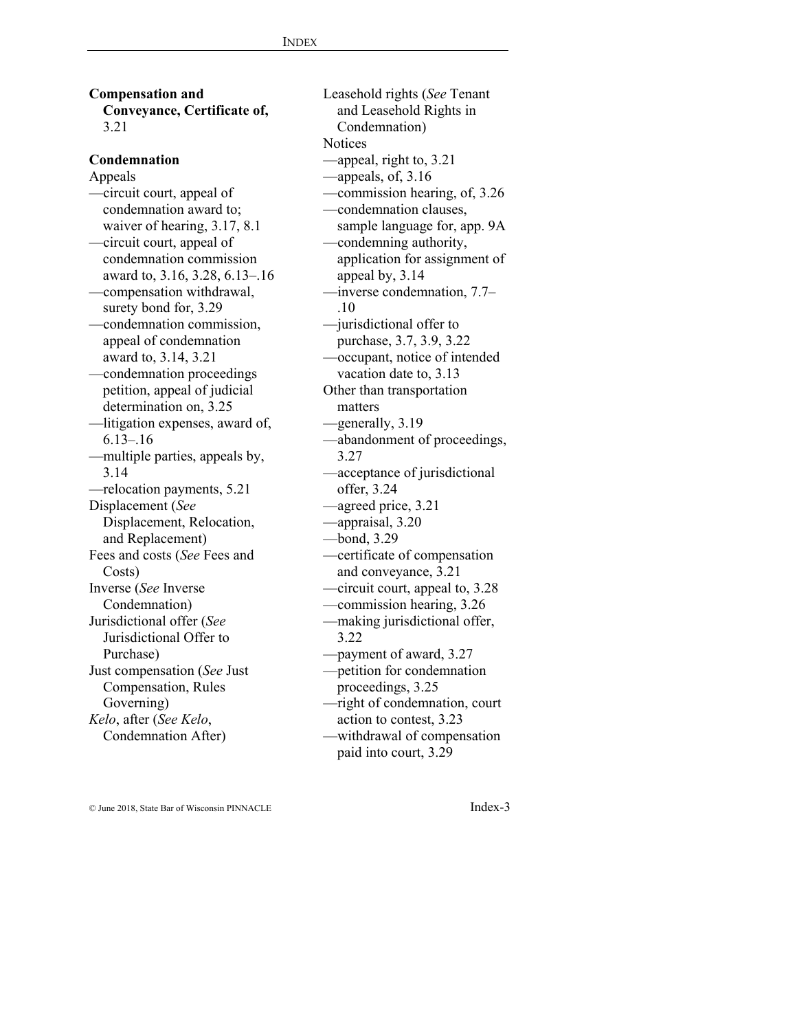**Compensation and Conveyance, Certificate of,** 3.21

**Condemnation**

Appeals

—circuit court, appeal of condemnation award to; waiver of hearing, 3.17, 8.1

—circuit court, appeal of condemnation commission award to, 3.16, 3.28, 6.13–.16

—compensation withdrawal, surety bond for, 3.29

—condemnation commission, appeal of condemnation award to, 3.14, 3.21

—condemnation proceedings petition, appeal of judicial determination on, 3.25

—litigation expenses, award of, 6.13–.16

—multiple parties, appeals by, 3.14

—relocation payments, 5.21

Displacement (*See* Displacement, Relocation, and Replacement)

Fees and costs (*See* Fees and Costs)

Inverse (*See* Inverse Condemnation)

Jurisdictional offer (*See* Jurisdictional Offer to Purchase)

Just compensation (*See* Just Compensation, Rules Governing)

*Kelo*, after (*See Kelo*, Condemnation After)

Leasehold rights (*See* Tenant and Leasehold Rights in Condemnation)

Notices

—appeal, right to, 3.21

—appeals, of, 3.16

—commission hearing, of, 3.26

—condemnation clauses, sample language for, app. 9A

—condemning authority, application for assignment of appeal by, 3.14

—inverse condemnation, 7.7–.10

—jurisdictional offer to purchase, 3.7, 3.9, 3.22

—occupant, notice of intended vacation date to, 3.13

Other than transportation matters

—generally, 3.19

—abandonment of proceedings, 3.27

—acceptance of jurisdictional offer, 3.24

—agreed price, 3.21

—appraisal, 3.20

—bond, 3.29

—certificate of compensation and conveyance, 3.21

—circuit court, appeal to, 3.28

—commission hearing, 3.26

—making jurisdictional offer, 3.22

—payment of award, 3.27

—petition for condemnation proceedings, 3.25

—right of condemnation, court action to contest, 3.23

—withdrawal of compensation paid into court, 3.29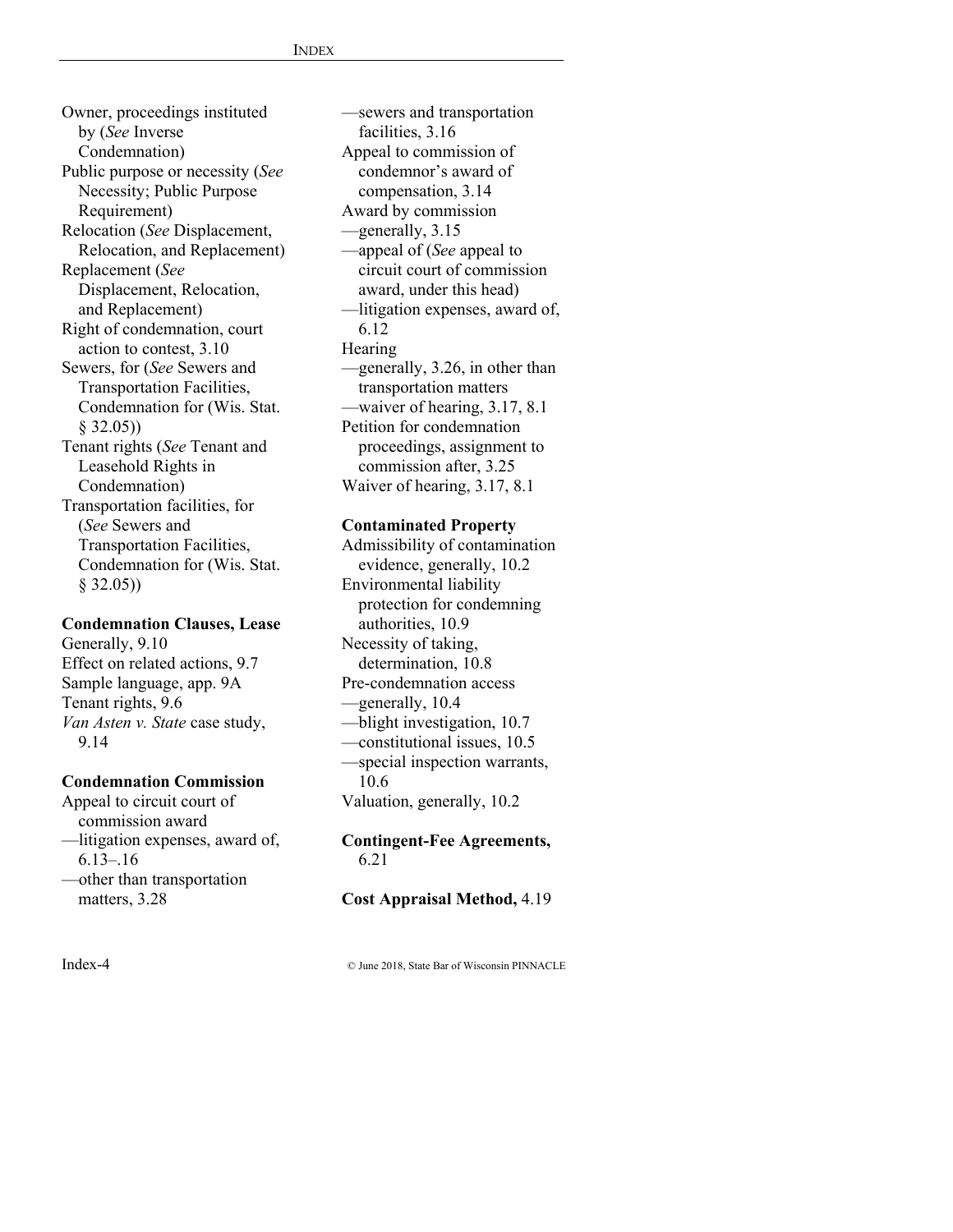Owner, proceedings instituted by (*See* Inverse Condemnation)
Public purpose or necessity (*See* Necessity; Public Purpose Requirement)
Relocation (*See* Displacement, Relocation, and Replacement)
Replacement (*See* Displacement, Relocation, and Replacement)
Right of condemnation, court action to contest, 3.10
Sewers, for (*See* Sewers and Transportation Facilities, Condemnation for (Wis. Stat. § 32.05))
Tenant rights (*See* Tenant and Leasehold Rights in Condemnation)
Transportation facilities, for (*See* Sewers and Transportation Facilities, Condemnation for (Wis. Stat. § 32.05))

**Condemnation Clauses, Lease**
Generally, 9.10
Effect on related actions, 9.7
Sample language, app. 9A
Tenant rights, 9.6
*Van Asten v. State* case study, 9.14

**Condemnation Commission**
Appeal to circuit court of commission award
—litigation expenses, award of, 6.13–.16
—other than transportation matters, 3.28
—sewers and transportation facilities, 3.16
Appeal to commission of condemnor's award of compensation, 3.14
Award by commission
—generally, 3.15
—appeal of (*See* appeal to circuit court of commission award, under this head)
—litigation expenses, award of, 6.12
Hearing
—generally, 3.26, in other than transportation matters
—waiver of hearing, 3.17, 8.1
Petition for condemnation proceedings, assignment to commission after, 3.25
Waiver of hearing, 3.17, 8.1

**Contaminated Property**
Admissibility of contamination evidence, generally, 10.2
Environmental liability protection for condemning authorities, 10.9
Necessity of taking, determination, 10.8
Pre-condemnation access
—generally, 10.4
—blight investigation, 10.7
—constitutional issues, 10.5
—special inspection warrants, 10.6
Valuation, generally, 10.2

**Contingent-Fee Agreements,** 6.21

**Cost Appraisal Method,** 4.19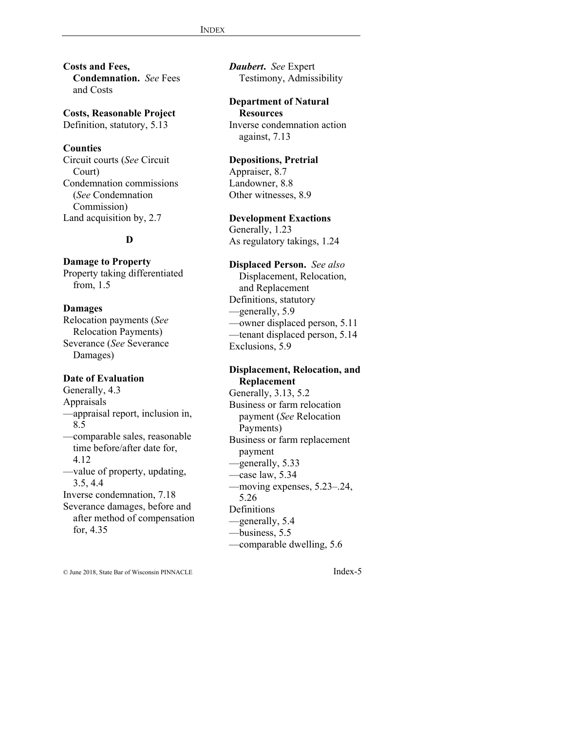**Costs and Fees, Condemnation.** *See* Fees and Costs

**Costs, Reasonable Project**
Definition, statutory, 5.13

**Counties**
Circuit courts (*See* Circuit Court)
Condemnation commissions (*See* Condemnation Commission)
Land acquisition by, 2.7

## D

**Damage to Property**
Property taking differentiated from, 1.5

**Damages**
Relocation payments (*See* Relocation Payments)
Severance (*See* Severance Damages)

**Date of Evaluation**
Generally, 4.3
Appraisals
—appraisal report, inclusion in, 8.5
—comparable sales, reasonable time before/after date for, 4.12
—value of property, updating, 3.5, 4.4
Inverse condemnation, 7.18
Severance damages, before and after method of compensation for, 4.35

***Daubert*****.** *See* Expert Testimony, Admissibility

**Department of Natural Resources**
Inverse condemnation action against, 7.13

**Depositions, Pretrial**
Appraiser, 8.7
Landowner, 8.8
Other witnesses, 8.9

**Development Exactions**
Generally, 1.23
As regulatory takings, 1.24

**Displaced Person.** *See also* Displacement, Relocation, and Replacement
Definitions, statutory
—generally, 5.9
—owner displaced person, 5.11
—tenant displaced person, 5.14
Exclusions, 5.9

**Displacement, Relocation, and Replacement**
Generally, 3.13, 5.2
Business or farm relocation payment (*See* Relocation Payments)
Business or farm replacement payment
—generally, 5.33
—case law, 5.34
—moving expenses, 5.23–.24, 5.26
Definitions
—generally, 5.4
—business, 5.5
—comparable dwelling, 5.6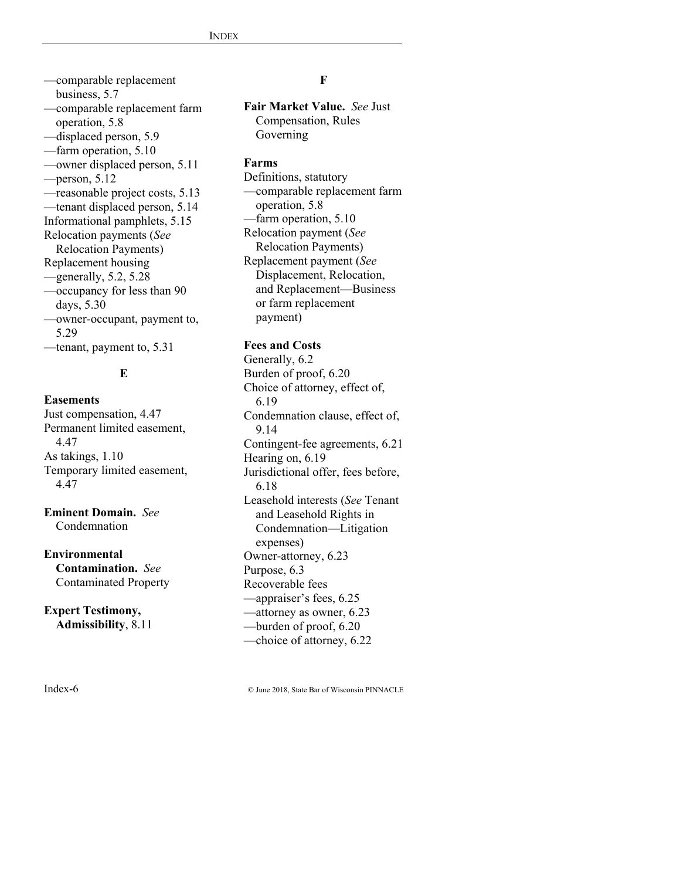—comparable replacement business, 5.7
—comparable replacement farm operation, 5.8
—displaced person, 5.9
—farm operation, 5.10
—owner displaced person, 5.11
—person, 5.12
—reasonable project costs, 5.13
—tenant displaced person, 5.14
Informational pamphlets, 5.15
Relocation payments (*See* Relocation Payments)
Replacement housing
—generally, 5.2, 5.28
—occupancy for less than 90 days, 5.30
—owner-occupant, payment to, 5.29
—tenant, payment to, 5.31

## E

**Easements**
Just compensation, 4.47
Permanent limited easement, 4.47
As takings, 1.10
Temporary limited easement, 4.47

**Eminent Domain.** *See* Condemnation

**Environmental Contamination.** *See* Contaminated Property

**Expert Testimony, Admissibility**, 8.11

## F

**Fair Market Value.** *See* Just Compensation, Rules Governing

**Farms**
Definitions, statutory
—comparable replacement farm operation, 5.8
—farm operation, 5.10
Relocation payment (*See* Relocation Payments)
Replacement payment (*See* Displacement, Relocation, and Replacement—Business or farm replacement payment)

**Fees and Costs**
Generally, 6.2
Burden of proof, 6.20
Choice of attorney, effect of, 6.19
Condemnation clause, effect of, 9.14
Contingent-fee agreements, 6.21
Hearing on, 6.19
Jurisdictional offer, fees before, 6.18
Leasehold interests (*See* Tenant and Leasehold Rights in Condemnation—Litigation expenses)
Owner-attorney, 6.23
Purpose, 6.3
Recoverable fees
—appraiser's fees, 6.25
—attorney as owner, 6.23
—burden of proof, 6.20
—choice of attorney, 6.22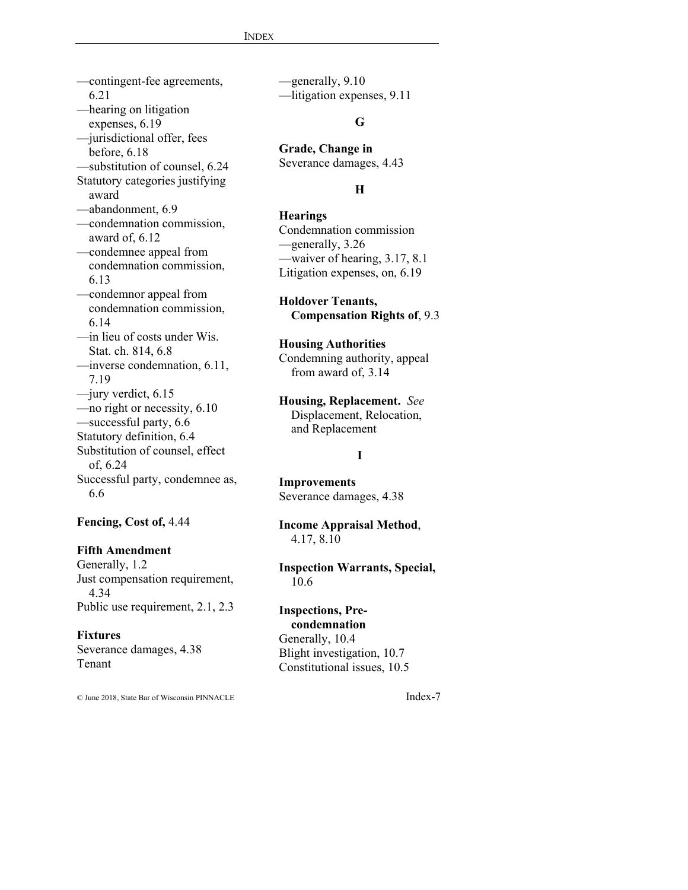—contingent-fee agreements, 6.21
—hearing on litigation expenses, 6.19
—jurisdictional offer, fees before, 6.18
—substitution of counsel, 6.24
Statutory categories justifying award
—abandonment, 6.9
—condemnation commission, award of, 6.12
—condemnee appeal from condemnation commission, 6.13
—condemnor appeal from condemnation commission, 6.14
—in lieu of costs under Wis. Stat. ch. 814, 6.8
—inverse condemnation, 6.11, 7.19
—jury verdict, 6.15
—no right or necessity, 6.10
—successful party, 6.6
Statutory definition, 6.4
Substitution of counsel, effect of, 6.24
Successful party, condemnee as, 6.6

**Fencing, Cost of,** 4.44

**Fifth Amendment**
Generally, 1.2
Just compensation requirement, 4.34
Public use requirement, 2.1, 2.3

**Fixtures**
Severance damages, 4.38
Tenant
—generally, 9.10
—litigation expenses, 9.11

## G

**Grade, Change in**
Severance damages, 4.43

## H

**Hearings**
Condemnation commission
—generally, 3.26
—waiver of hearing, 3.17, 8.1
Litigation expenses, on, 6.19

**Holdover Tenants, Compensation Rights of**, 9.3

**Housing Authorities**
Condemning authority, appeal from award of, 3.14

**Housing, Replacement.** *See* Displacement, Relocation, and Replacement

## I

**Improvements**
Severance damages, 4.38

**Income Appraisal Method**, 4.17, 8.10

**Inspection Warrants, Special,** 10.6

**Inspections, Pre-condemnation**
Generally, 10.4
Blight investigation, 10.7
Constitutional issues, 10.5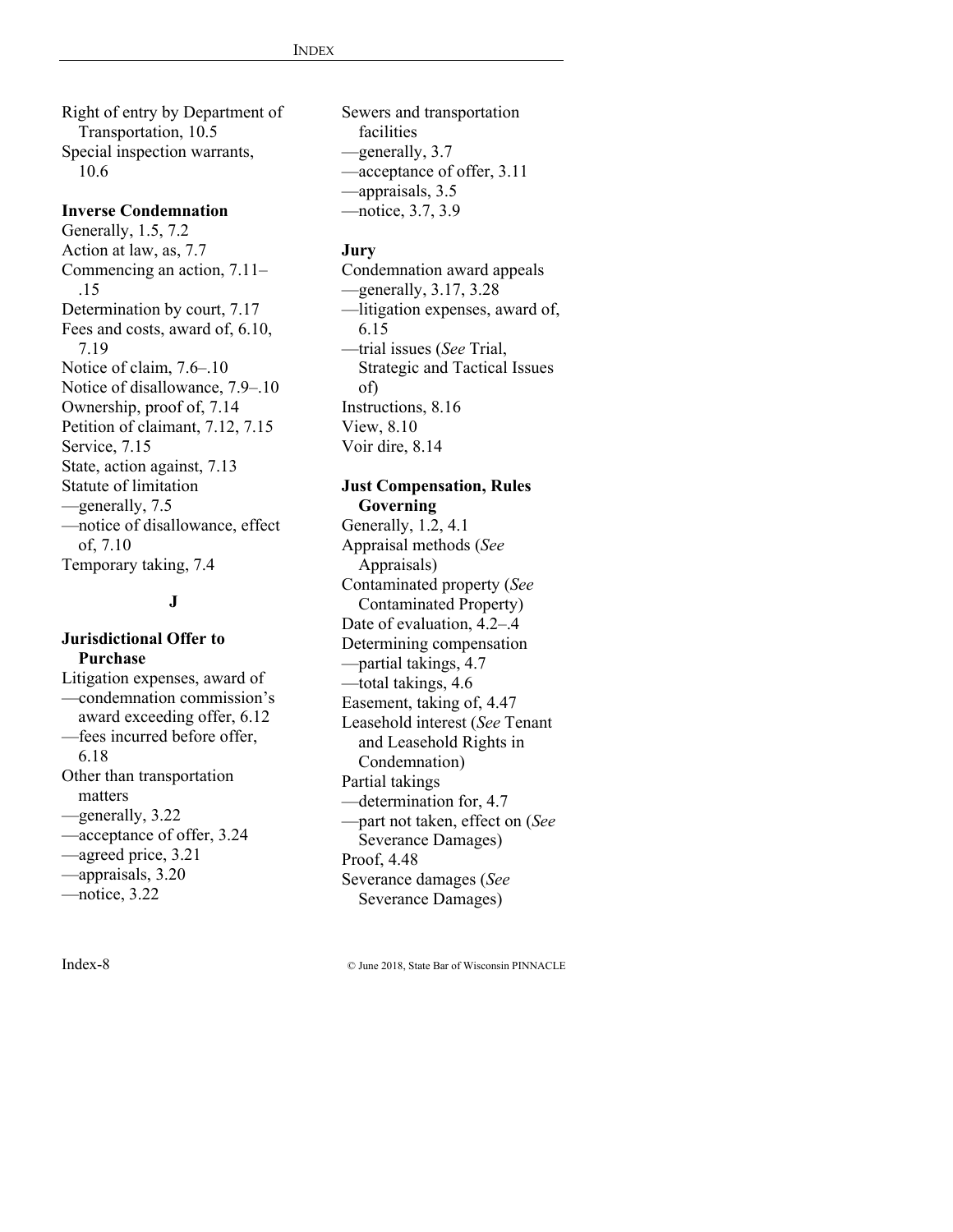Right of entry by Department of Transportation, 10.5
Special inspection warrants, 10.6

**Inverse Condemnation**
Generally, 1.5, 7.2
Action at law, as, 7.7
Commencing an action, 7.11–.15
Determination by court, 7.17
Fees and costs, award of, 6.10, 7.19
Notice of claim, 7.6–.10
Notice of disallowance, 7.9–.10
Ownership, proof of, 7.14
Petition of claimant, 7.12, 7.15
Service, 7.15
State, action against, 7.13
Statute of limitation
—generally, 7.5
—notice of disallowance, effect of, 7.10
Temporary taking, 7.4

## J

**Jurisdictional Offer to Purchase**
Litigation expenses, award of
—condemnation commission's award exceeding offer, 6.12
—fees incurred before offer, 6.18
Other than transportation matters
—generally, 3.22
—acceptance of offer, 3.24
—agreed price, 3.21
—appraisals, 3.20
—notice, 3.22
Sewers and transportation facilities
—generally, 3.7
—acceptance of offer, 3.11
—appraisals, 3.5
—notice, 3.7, 3.9

**Jury**
Condemnation award appeals
—generally, 3.17, 3.28
—litigation expenses, award of, 6.15
—trial issues (*See* Trial, Strategic and Tactical Issues of)
Instructions, 8.16
View, 8.10
Voir dire, 8.14

**Just Compensation, Rules Governing**
Generally, 1.2, 4.1
Appraisal methods (*See* Appraisals)
Contaminated property (*See* Contaminated Property)
Date of evaluation, 4.2–.4
Determining compensation
—partial takings, 4.7
—total takings, 4.6
Easement, taking of, 4.47
Leasehold interest (*See* Tenant and Leasehold Rights in Condemnation)
Partial takings
—determination for, 4.7
—part not taken, effect on (*See* Severance Damages)
Proof, 4.48
Severance damages (*See* Severance Damages)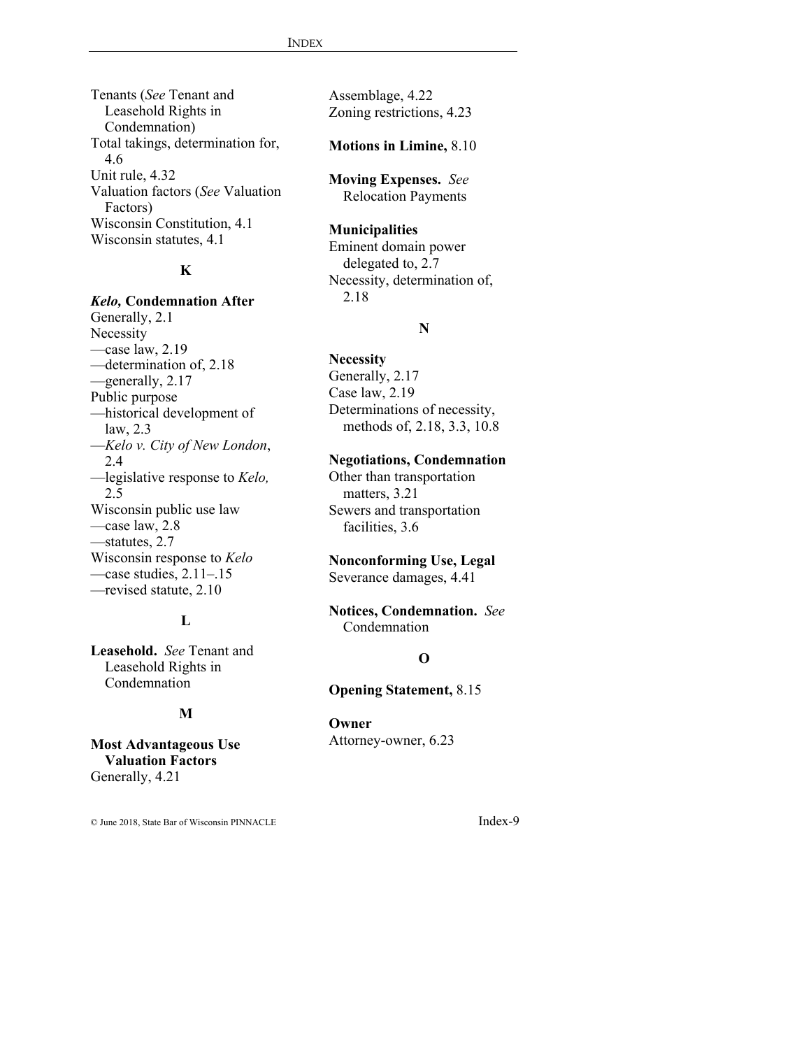Tenants (*See* Tenant and Leasehold Rights in Condemnation)
Total takings, determination for, 4.6
Unit rule, 4.32
Valuation factors (*See* Valuation Factors)
Wisconsin Constitution, 4.1
Wisconsin statutes, 4.1

### K

***Kelo,* Condemnation After**
Generally, 2.1
Necessity
—case law, 2.19
—determination of, 2.18
—generally, 2.17
Public purpose
—historical development of law, 2.3
—*Kelo v. City of New London*, 2.4
—legislative response to *Kelo,* 2.5
Wisconsin public use law
—case law, 2.8
—statutes, 2.7
Wisconsin response to *Kelo*
—case studies, 2.11–.15
—revised statute, 2.10

### L

**Leasehold.** *See* Tenant and Leasehold Rights in Condemnation

### M

**Most Advantageous Use Valuation Factors**
Generally, 4.21
Assemblage, 4.22
Zoning restrictions, 4.23

**Motions in Limine,** 8.10

**Moving Expenses.** *See* Relocation Payments

**Municipalities**
Eminent domain power delegated to, 2.7
Necessity, determination of, 2.18

### N

**Necessity**
Generally, 2.17
Case law, 2.19
Determinations of necessity, methods of, 2.18, 3.3, 10.8

**Negotiations, Condemnation**
Other than transportation matters, 3.21
Sewers and transportation facilities, 3.6

**Nonconforming Use, Legal**
Severance damages, 4.41

**Notices, Condemnation.** *See* Condemnation

### O

**Opening Statement,** 8.15

**Owner**
Attorney-owner, 6.23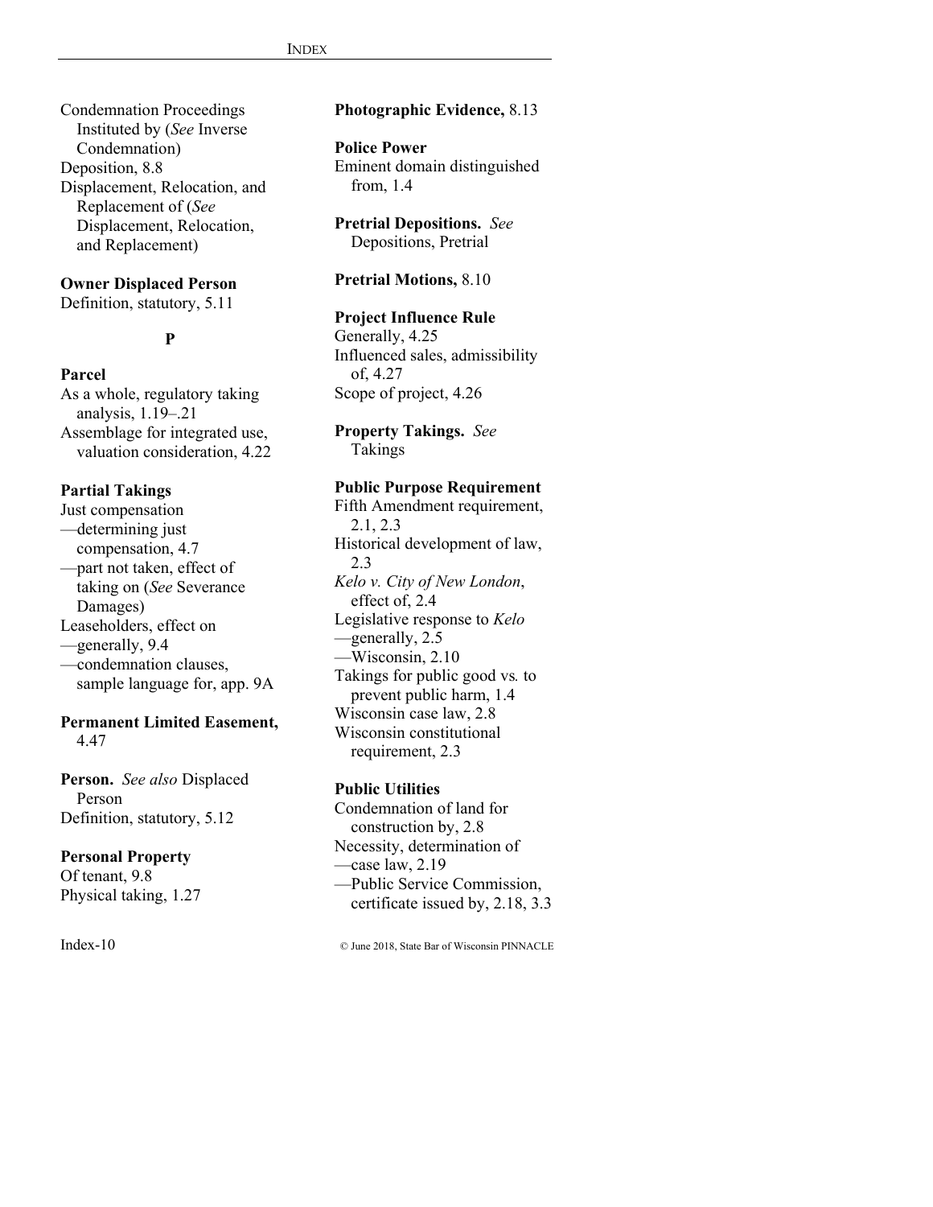Condemnation Proceedings Instituted by (*See* Inverse Condemnation)
Deposition, 8.8
Displacement, Relocation, and Replacement of (*See* Displacement, Relocation, and Replacement)

**Owner Displaced Person**
Definition, statutory, 5.11

**P**

**Parcel**
As a whole, regulatory taking analysis, 1.19–.21
Assemblage for integrated use, valuation consideration, 4.22

**Partial Takings**
Just compensation
—determining just compensation, 4.7
—part not taken, effect of taking on (*See* Severance Damages)
Leaseholders, effect on
—generally, 9.4
—condemnation clauses, sample language for, app. 9A

**Permanent Limited Easement,** 4.47

**Person.** *See also* Displaced Person
Definition, statutory, 5.12

**Personal Property**
Of tenant, 9.8
Physical taking, 1.27

**Photographic Evidence,** 8.13

**Police Power**
Eminent domain distinguished from, 1.4

**Pretrial Depositions.** *See* Depositions, Pretrial

**Pretrial Motions,** 8.10

**Project Influence Rule**
Generally, 4.25
Influenced sales, admissibility of, 4.27
Scope of project, 4.26

**Property Takings.** *See* Takings

**Public Purpose Requirement**
Fifth Amendment requirement, 2.1, 2.3
Historical development of law, 2.3
*Kelo v. City of New London*, effect of, 2.4
Legislative response to *Kelo*
—generally, 2.5
—Wisconsin, 2.10
Takings for public good vs. to prevent public harm, 1.4
Wisconsin case law, 2.8
Wisconsin constitutional requirement, 2.3

**Public Utilities**
Condemnation of land for construction by, 2.8
Necessity, determination of
—case law, 2.19
—Public Service Commission, certificate issued by, 2.18, 3.3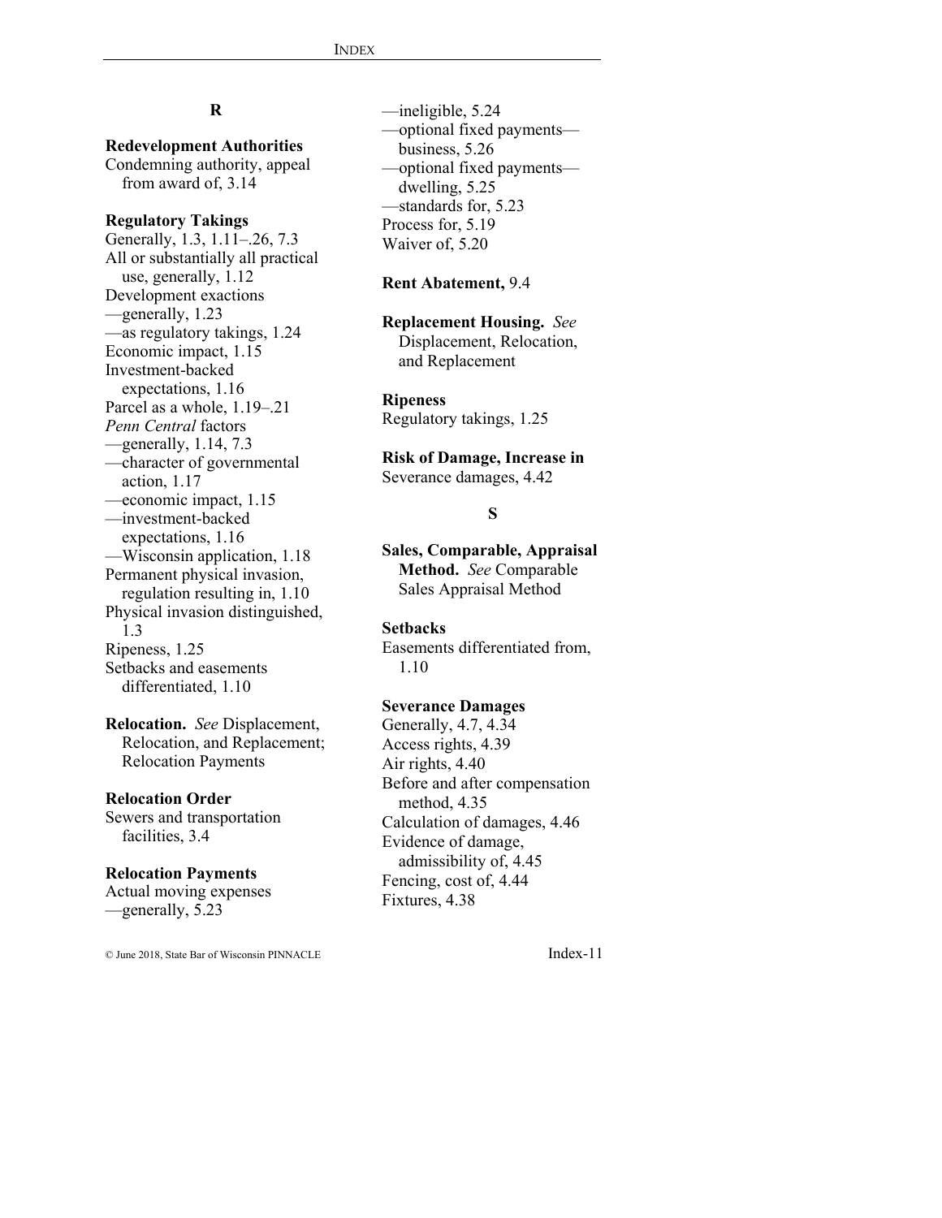## R

**Redevelopment Authorities**
Condemning authority, appeal from award of, 3.14

**Regulatory Takings**
Generally, 1.3, 1.11–.26, 7.3
All or substantially all practical use, generally, 1.12
Development exactions
—generally, 1.23
—as regulatory takings, 1.24
Economic impact, 1.15
Investment-backed expectations, 1.16
Parcel as a whole, 1.19–.21
*Penn Central* factors
—generally, 1.14, 7.3
—character of governmental action, 1.17
—economic impact, 1.15
—investment-backed expectations, 1.16
—Wisconsin application, 1.18
Permanent physical invasion, regulation resulting in, 1.10
Physical invasion distinguished, 1.3
Ripeness, 1.25
Setbacks and easements differentiated, 1.10

**Relocation.** *See* Displacement, Relocation, and Replacement; Relocation Payments

**Relocation Order**
Sewers and transportation facilities, 3.4

**Relocation Payments**
Actual moving expenses
—generally, 5.23
—ineligible, 5.24
—optional fixed payments—business, 5.26
—optional fixed payments—dwelling, 5.25
—standards for, 5.23
Process for, 5.19
Waiver of, 5.20

**Rent Abatement,** 9.4

**Replacement Housing.** *See* Displacement, Relocation, and Replacement

**Ripeness**
Regulatory takings, 1.25

**Risk of Damage, Increase in**
Severance damages, 4.42

## S

**Sales, Comparable, Appraisal Method.** *See* Comparable Sales Appraisal Method

**Setbacks**
Easements differentiated from, 1.10

**Severance Damages**
Generally, 4.7, 4.34
Access rights, 4.39
Air rights, 4.40
Before and after compensation method, 4.35
Calculation of damages, 4.46
Evidence of damage, admissibility of, 4.45
Fencing, cost of, 4.44
Fixtures, 4.38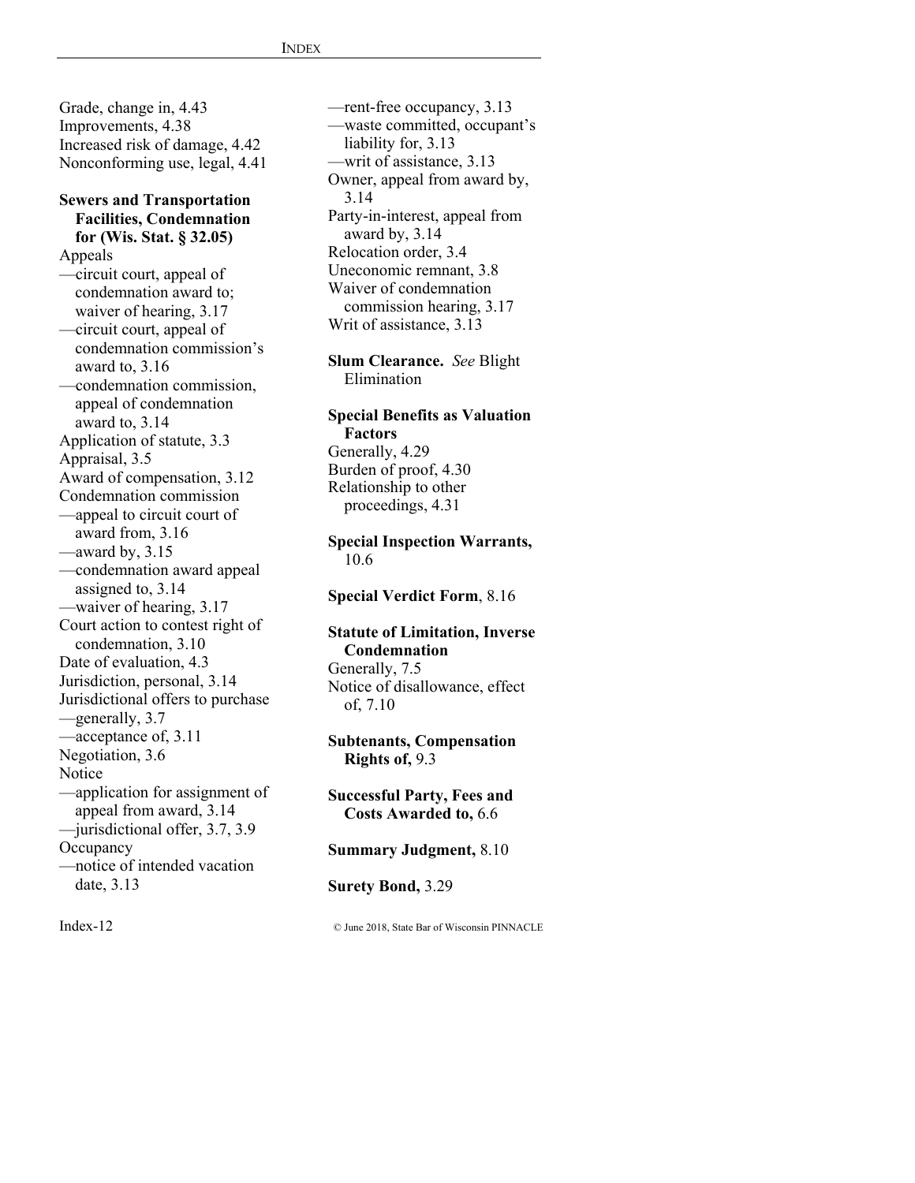Grade, change in, 4.43
Improvements, 4.38
Increased risk of damage, 4.42
Nonconforming use, legal, 4.41

**Sewers and Transportation Facilities, Condemnation for (Wis. Stat. § 32.05)**
Appeals
—circuit court, appeal of condemnation award to; waiver of hearing, 3.17
—circuit court, appeal of condemnation commission's award to, 3.16
—condemnation commission, appeal of condemnation award to, 3.14
Application of statute, 3.3
Appraisal, 3.5
Award of compensation, 3.12
Condemnation commission
—appeal to circuit court of award from, 3.16
—award by, 3.15
—condemnation award appeal assigned to, 3.14
—waiver of hearing, 3.17
Court action to contest right of condemnation, 3.10
Date of evaluation, 4.3
Jurisdiction, personal, 3.14
Jurisdictional offers to purchase
—generally, 3.7
—acceptance of, 3.11
Negotiation, 3.6
Notice
—application for assignment of appeal from award, 3.14
—jurisdictional offer, 3.7, 3.9
Occupancy
—notice of intended vacation date, 3.13
—rent-free occupancy, 3.13
—waste committed, occupant's liability for, 3.13
—writ of assistance, 3.13
Owner, appeal from award by, 3.14
Party-in-interest, appeal from award by, 3.14
Relocation order, 3.4
Uneconomic remnant, 3.8
Waiver of condemnation commission hearing, 3.17
Writ of assistance, 3.13

**Slum Clearance.** *See* Blight Elimination

**Special Benefits as Valuation Factors**
Generally, 4.29
Burden of proof, 4.30
Relationship to other proceedings, 4.31

**Special Inspection Warrants,** 10.6

**Special Verdict Form**, 8.16

**Statute of Limitation, Inverse Condemnation**
Generally, 7.5
Notice of disallowance, effect of, 7.10

**Subtenants, Compensation Rights of,** 9.3

**Successful Party, Fees and Costs Awarded to,** 6.6

**Summary Judgment,** 8.10

**Surety Bond,** 3.29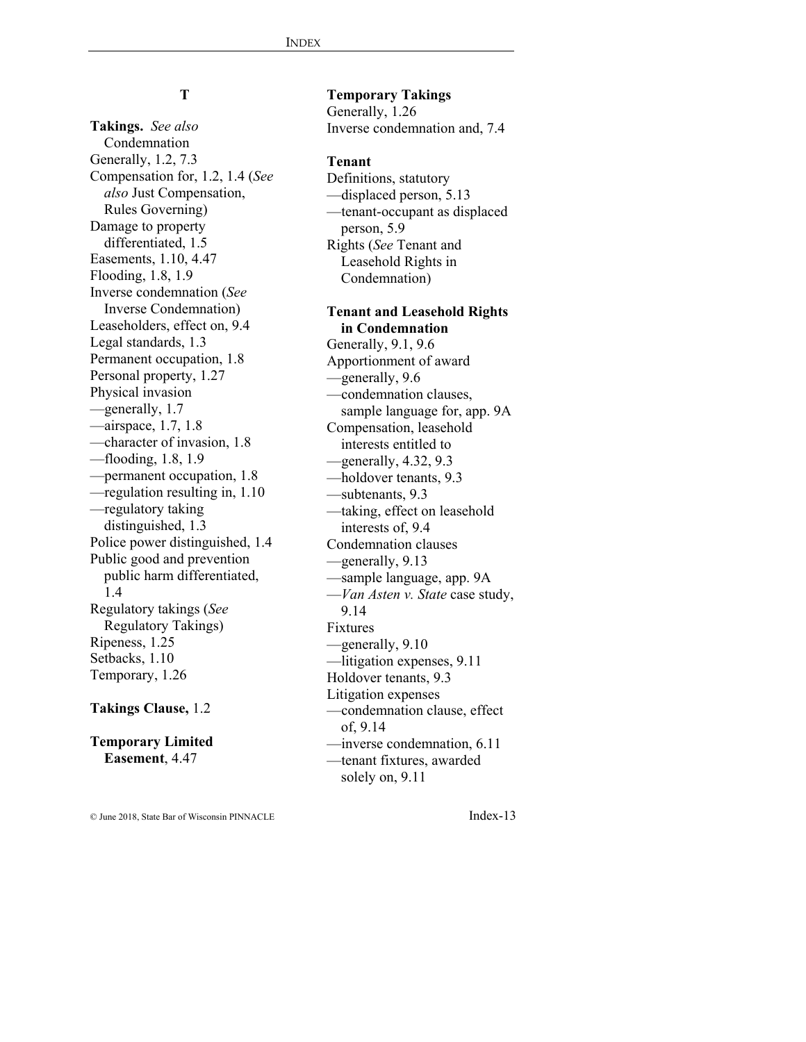## T

**Takings.** *See also* Condemnation
Generally, 1.2, 7.3
Compensation for, 1.2, 1.4 (*See also* Just Compensation, Rules Governing)
Damage to property differentiated, 1.5
Easements, 1.10, 4.47
Flooding, 1.8, 1.9
Inverse condemnation (*See* Inverse Condemnation)
Leaseholders, effect on, 9.4
Legal standards, 1.3
Permanent occupation, 1.8
Personal property, 1.27
Physical invasion
—generally, 1.7
—airspace, 1.7, 1.8
—character of invasion, 1.8
—flooding, 1.8, 1.9
—permanent occupation, 1.8
—regulation resulting in, 1.10
—regulatory taking distinguished, 1.3
Police power distinguished, 1.4
Public good and prevention public harm differentiated, 1.4
Regulatory takings (*See* Regulatory Takings)
Ripeness, 1.25
Setbacks, 1.10
Temporary, 1.26

**Takings Clause,** 1.2

**Temporary Limited Easement**, 4.47

**Temporary Takings**
Generally, 1.26
Inverse condemnation and, 7.4

**Tenant**
Definitions, statutory
—displaced person, 5.13
—tenant-occupant as displaced person, 5.9
Rights (*See* Tenant and Leasehold Rights in Condemnation)

**Tenant and Leasehold Rights in Condemnation**
Generally, 9.1, 9.6
Apportionment of award
—generally, 9.6
—condemnation clauses, sample language for, app. 9A
Compensation, leasehold interests entitled to
—generally, 4.32, 9.3
—holdover tenants, 9.3
—subtenants, 9.3
—taking, effect on leasehold interests of, 9.4
Condemnation clauses
—generally, 9.13
—sample language, app. 9A
—*Van Asten v. State* case study, 9.14
Fixtures
—generally, 9.10
—litigation expenses, 9.11
Holdover tenants, 9.3
Litigation expenses
—condemnation clause, effect of, 9.14
—inverse condemnation, 6.11
—tenant fixtures, awarded solely on, 9.11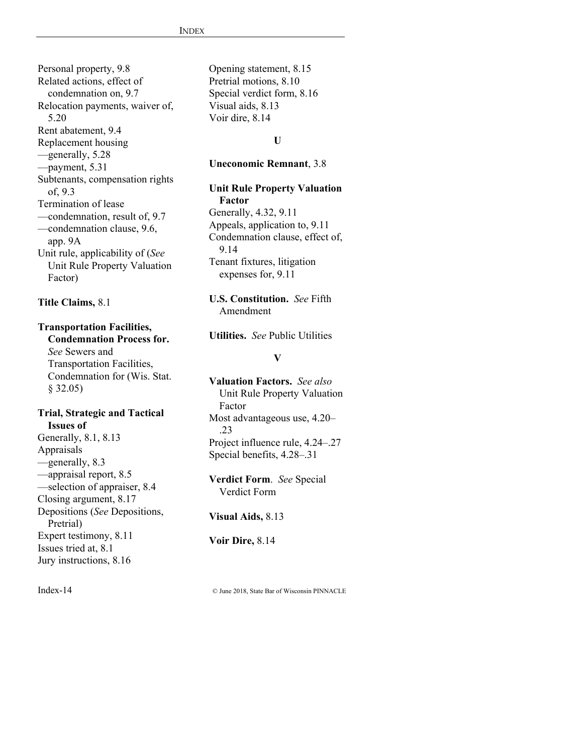Personal property, 9.8
Related actions, effect of condemnation on, 9.7
Relocation payments, waiver of, 5.20
Rent abatement, 9.4
Replacement housing
—generally, 5.28
—payment, 5.31
Subtenants, compensation rights of, 9.3
Termination of lease
—condemnation, result of, 9.7
—condemnation clause, 9.6, app. 9A
Unit rule, applicability of (*See* Unit Rule Property Valuation Factor)

**Title Claims,** 8.1

**Transportation Facilities, Condemnation Process for.** *See* Sewers and Transportation Facilities, Condemnation for (Wis. Stat. § 32.05)

**Trial, Strategic and Tactical Issues of**
Generally, 8.1, 8.13
Appraisals
—generally, 8.3
—appraisal report, 8.5
—selection of appraiser, 8.4
Closing argument, 8.17
Depositions (*See* Depositions, Pretrial)
Expert testimony, 8.11
Issues tried at, 8.1
Jury instructions, 8.16
Opening statement, 8.15
Pretrial motions, 8.10
Special verdict form, 8.16
Visual aids, 8.13
Voir dire, 8.14

### U

**Uneconomic Remnant**, 3.8

**Unit Rule Property Valuation Factor**
Generally, 4.32, 9.11
Appeals, application to, 9.11
Condemnation clause, effect of, 9.14
Tenant fixtures, litigation expenses for, 9.11

**U.S. Constitution.** *See* Fifth Amendment

**Utilities.** *See* Public Utilities

### V

**Valuation Factors.** *See also* Unit Rule Property Valuation Factor
Most advantageous use, 4.20–.23
Project influence rule, 4.24–.27
Special benefits, 4.28–.31

**Verdict Form**. *See* Special Verdict Form

**Visual Aids,** 8.13

**Voir Dire,** 8.14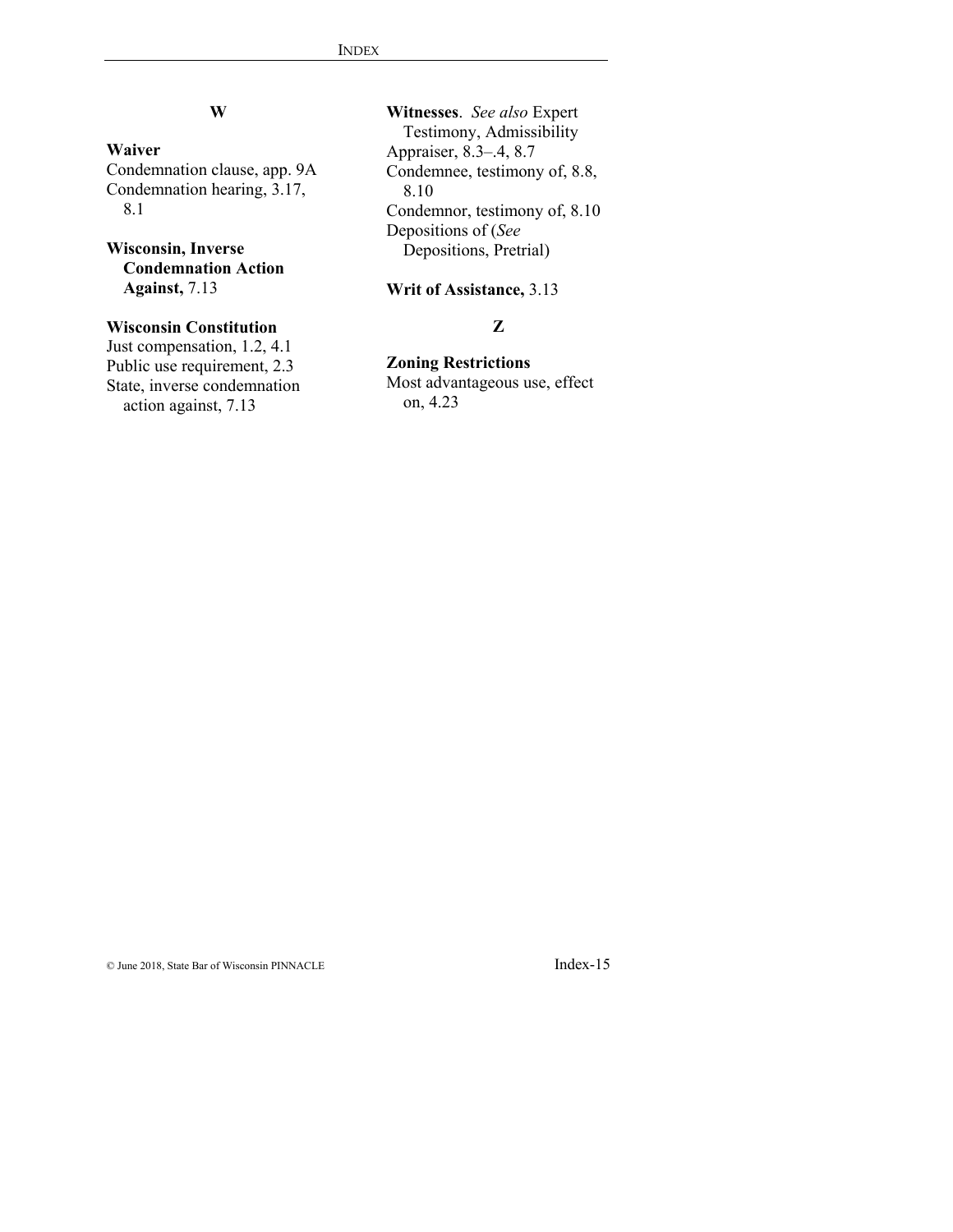**W**

**Waiver**
Condemnation clause, app. 9A
Condemnation hearing, 3.17, 8.1

**Wisconsin, Inverse Condemnation Action Against,** 7.13

**Wisconsin Constitution**
Just compensation, 1.2, 4.1
Public use requirement, 2.3
State, inverse condemnation action against, 7.13

**Witnesses**. *See also* Expert Testimony, Admissibility
Appraiser, 8.3–.4, 8.7
Condemnee, testimony of, 8.8, 8.10
Condemnor, testimony of, 8.10
Depositions of (*See* Depositions, Pretrial)

**Writ of Assistance,** 3.13

**Z**

**Zoning Restrictions**
Most advantageous use, effect on, 4.23